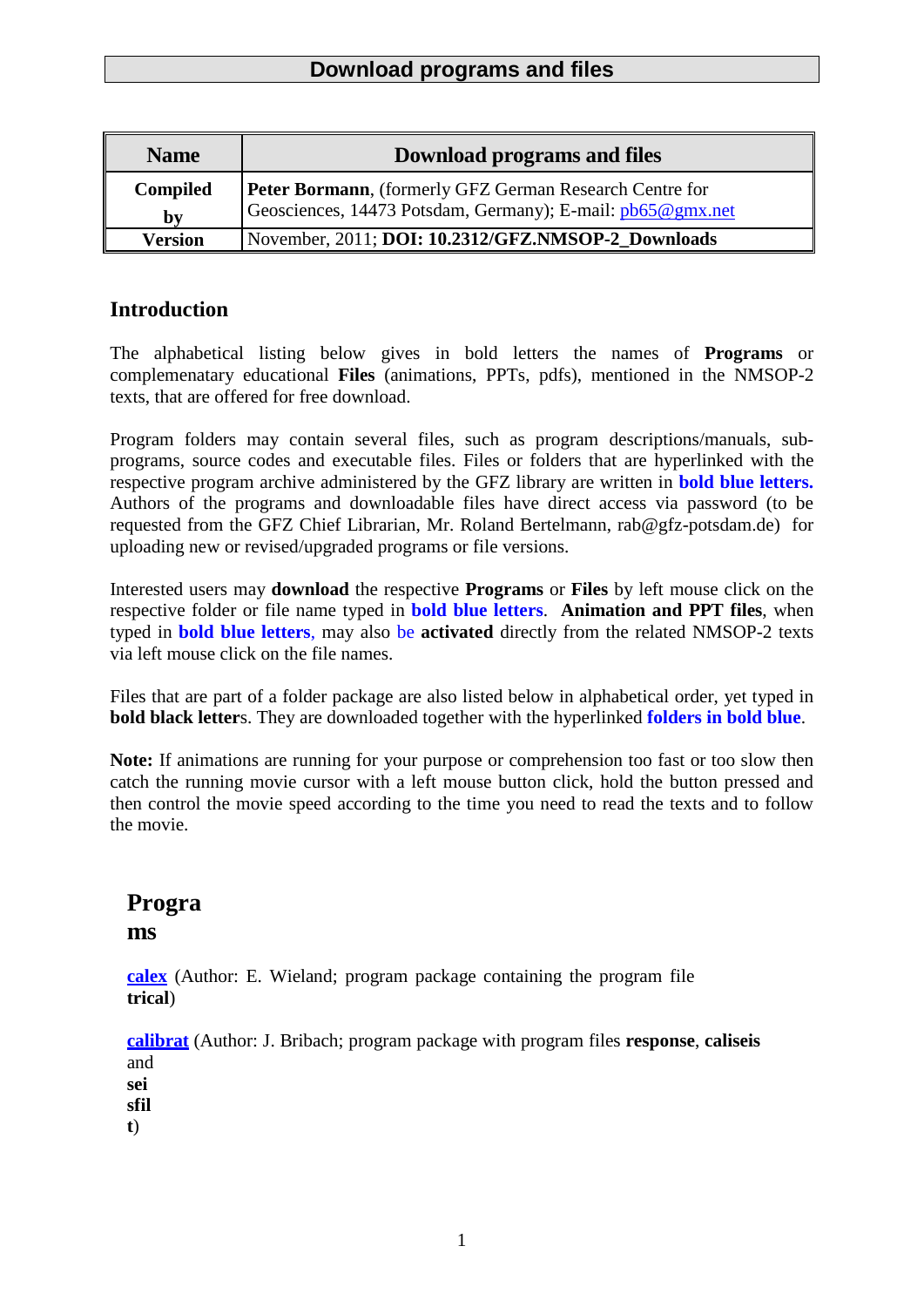# Download programs and files

| Name | Download programs and files |
|---|---|
| Compiled by | **Peter Bormann**, (formerly GFZ German Research Centre for Geosciences, 14473 Potsdam, Germany); E-mail: pb65@gmx.net |
| Version | November, 2011; **DOI: 10.2312/GFZ.NMSOP-2_Downloads** |

## Introduction

The alphabetical listing below gives in bold letters the names of **Programs** or complemenatary educational **Files** (animations, PPTs, pdfs), mentioned in the NMSOP-2 texts, that are offered for free download.

Program folders may contain several files, such as program descriptions/manuals, sub-programs, source codes and executable files. Files or folders that are hyperlinked with the respective program archive administered by the GFZ library are written in **bold blue letters.** Authors of the programs and downloadable files have direct access via password (to be requested from the GFZ Chief Librarian, Mr. Roland Bertelmann, rab@gfz-potsdam.de) for uploading new or revised/upgraded programs or file versions.

Interested users may **download** the respective **Programs** or **Files** by left mouse click on the respective folder or file name typed in **bold blue letters**. **Animation and PPT files**, when typed in **bold blue letters**, may also be **activated** directly from the related NMSOP-2 texts via left mouse click on the file names.

Files that are part of a folder package are also listed below in alphabetical order, yet typed in **bold black letter**s. They are downloaded together with the hyperlinked **folders in bold blue**.

**Note:** If animations are running for your purpose or comprehension too fast or too slow then catch the running movie cursor with a left mouse button click, hold the button pressed and then control the movie speed according to the time you need to read the texts and to follow the movie.

## Programs

**calex** (Author: E. Wieland; program package containing the program file **trical**)

**calibrat** (Author: J. Bribach; program package with program files **response**, **caliseis** and **seisfilt**)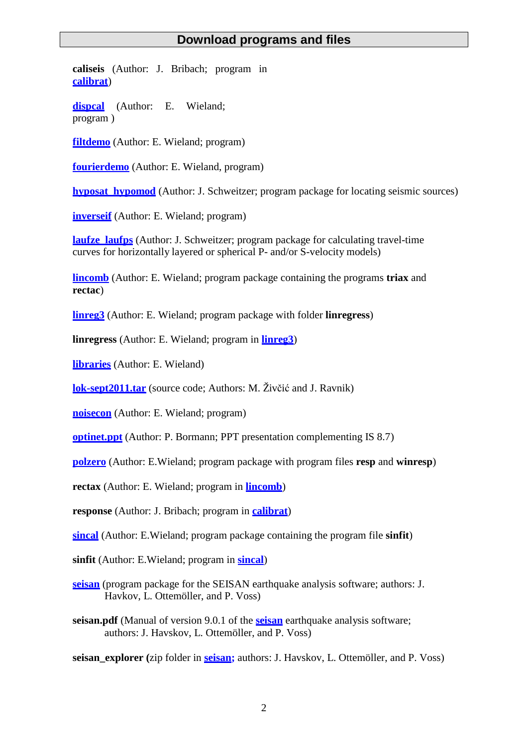## Download programs and files

**caliseis** (Author: J. Bribach; program in **calibrat**)

**dispcal** (Author: E. Wieland; program )

**filtdemo** (Author: E. Wieland; program)

**fourierdemo** (Author: E. Wieland, program)

**hyposat_hypomod** (Author: J. Schweitzer; program package for locating seismic sources)

**inverseif** (Author: E. Wieland; program)

**laufze_laufps** (Author: J. Schweitzer; program package for calculating travel-time curves for horizontally layered or spherical P- and/or S-velocity models)

**lincomb** (Author: E. Wieland; program package containing the programs **triax** and **rectac**)

**linreg3** (Author: E. Wieland; program package with folder **linregress**)

**linregress** (Author: E. Wieland; program in **linreg3**)

**libraries** (Author: E. Wieland)

**lok-sept2011.tar** (source code; Authors: M. Živčić and J. Ravnik)

**noisecon** (Author: E. Wieland; program)

**optinet.ppt** (Author: P. Bormann; PPT presentation complementing IS 8.7)

**polzero** (Author: E.Wieland; program package with program files **resp** and **winresp**)

**rectax** (Author: E. Wieland; program in **lincomb**)

**response** (Author: J. Bribach; program in **calibrat**)

**sincal** (Author: E.Wieland; program package containing the program file **sinfit**)

**sinfit** (Author: E.Wieland; program in **sincal**)

**seisan** (program package for the SEISAN earthquake analysis software; authors: J. Havkov, L. Ottemöller, and P. Voss)

**seisan.pdf** (Manual of version 9.0.1 of the **seisan** earthquake analysis software; authors: J. Havskov, L. Ottemöller, and P. Voss)

**seisan_explorer (**zip folder in **seisan;** authors: J. Havskov, L. Ottemöller, and P. Voss)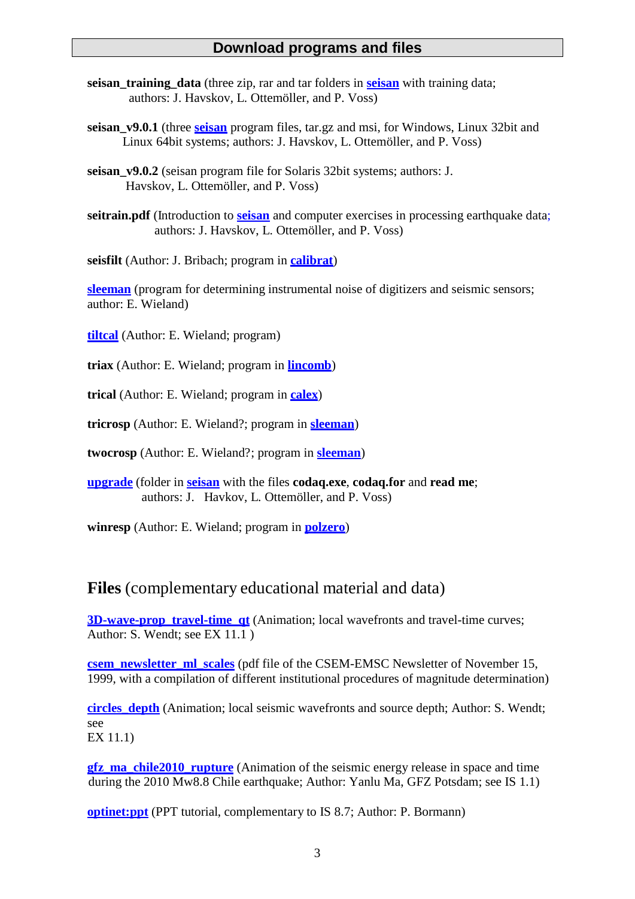## Download programs and files

**seisan_training_data** (three zip, rar and tar folders in **seisan** with training data; authors: J. Havskov, L. Ottemöller, and P. Voss)

**seisan_v9.0.1** (three **seisan** program files, tar.gz and msi, for Windows, Linux 32bit and Linux 64bit systems; authors: J. Havskov, L. Ottemöller, and P. Voss)

**seisan_v9.0.2** (seisan program file for Solaris 32bit systems; authors: J. Havskov, L. Ottemöller, and P. Voss)

**seitrain.pdf** (Introduction to **seisan** and computer exercises in processing earthquake data; authors: J. Havskov, L. Ottemöller, and P. Voss)

**seisfilt** (Author: J. Bribach; program in **calibrat**)

**sleeman** (program for determining instrumental noise of digitizers and seismic sensors; author: E. Wieland)

**tiltcal** (Author: E. Wieland; program)

**triax** (Author: E. Wieland; program in **lincomb**)

**trical** (Author: E. Wieland; program in **calex**)

**tricrosp** (Author: E. Wieland?; program in **sleeman**)

**twocrosp** (Author: E. Wieland?; program in **sleeman**)

**upgrade** (folder in **seisan** with the files **codaq.exe**, **codaq.for** and **read me**; authors: J. Havkov, L. Ottemöller, and P. Voss)

**winresp** (Author: E. Wieland; program in **polzero**)

## **Files** (complementary educational material and data)

**3D-wave-prop_travel-time_qt** (Animation; local wavefronts and travel-time curves; Author: S. Wendt; see EX 11.1 )

**csem_newsletter_ml_scales** (pdf file of the CSEM-EMSC Newsletter of November 15, 1999, with a compilation of different institutional procedures of magnitude determination)

**circles_depth** (Animation; local seismic wavefronts and source depth; Author: S. Wendt; see EX 11.1)

**gfz_ma_chile2010_rupture** (Animation of the seismic energy release in space and time during the 2010 Mw8.8 Chile earthquake; Author: Yanlu Ma, GFZ Potsdam; see IS 1.1)

**optinet:ppt** (PPT tutorial, complementary to IS 8.7; Author: P. Bormann)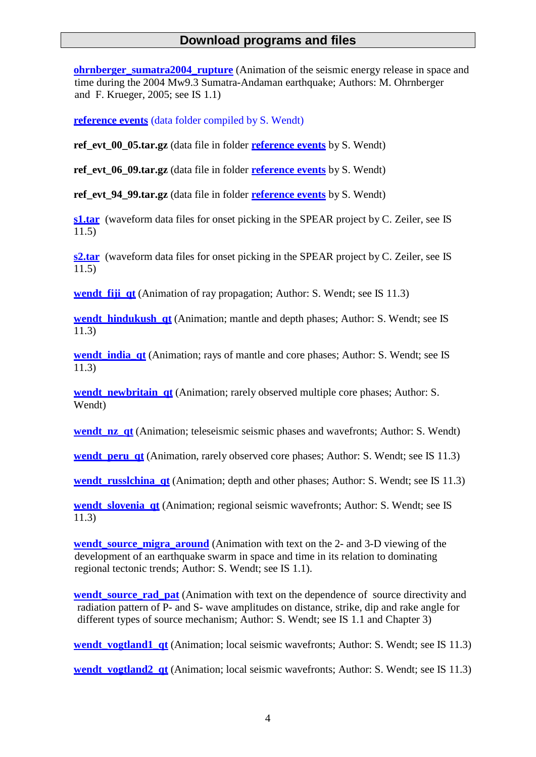## Download programs and files

**ohrnberger_sumatra2004_rupture** (Animation of the seismic energy release in space and time during the 2004 Mw9.3 Sumatra-Andaman earthquake; Authors: M. Ohrnberger and F. Krueger, 2005; see IS 1.1)

**reference events** (data folder compiled by S. Wendt)

**ref_evt_00_05.tar.gz** (data file in folder **reference events** by S. Wendt)

**ref_evt_06_09.tar.gz** (data file in folder **reference events** by S. Wendt)

**ref_evt_94_99.tar.gz** (data file in folder **reference events** by S. Wendt)

**s1.tar** (waveform data files for onset picking in the SPEAR project by C. Zeiler, see IS 11.5)

**s2.tar** (waveform data files for onset picking in the SPEAR project by C. Zeiler, see IS 11.5)

**wendt_fiji_qt** (Animation of ray propagation; Author: S. Wendt; see IS 11.3)

**wendt_hindukush_qt** (Animation; mantle and depth phases; Author: S. Wendt; see IS 11.3)

**wendt_india_qt** (Animation; rays of mantle and core phases; Author: S. Wendt; see IS 11.3)

**wendt_newbritain_qt** (Animation; rarely observed multiple core phases; Author: S. Wendt)

**wendt_nz_qt** (Animation; teleseismic seismic phases and wavefronts; Author: S. Wendt)

**wendt_peru_qt** (Animation, rarely observed core phases; Author: S. Wendt; see IS 11.3)

**wendt_russlchina_qt** (Animation; depth and other phases; Author: S. Wendt; see IS 11.3)

**wendt_slovenia_qt** (Animation; regional seismic wavefronts; Author: S. Wendt; see IS 11.3)

**wendt_source_migra_around** (Animation with text on the 2- and 3-D viewing of the development of an earthquake swarm in space and time in its relation to dominating regional tectonic trends; Author: S. Wendt; see IS 1.1).

**wendt_source_rad_pat** (Animation with text on the dependence of source directivity and radiation pattern of P- and S- wave amplitudes on distance, strike, dip and rake angle for different types of source mechanism; Author: S. Wendt; see IS 1.1 and Chapter 3)

**wendt_vogtland1_qt** (Animation; local seismic wavefronts; Author: S. Wendt; see IS 11.3)

**wendt_vogtland2_qt** (Animation; local seismic wavefronts; Author: S. Wendt; see IS 11.3)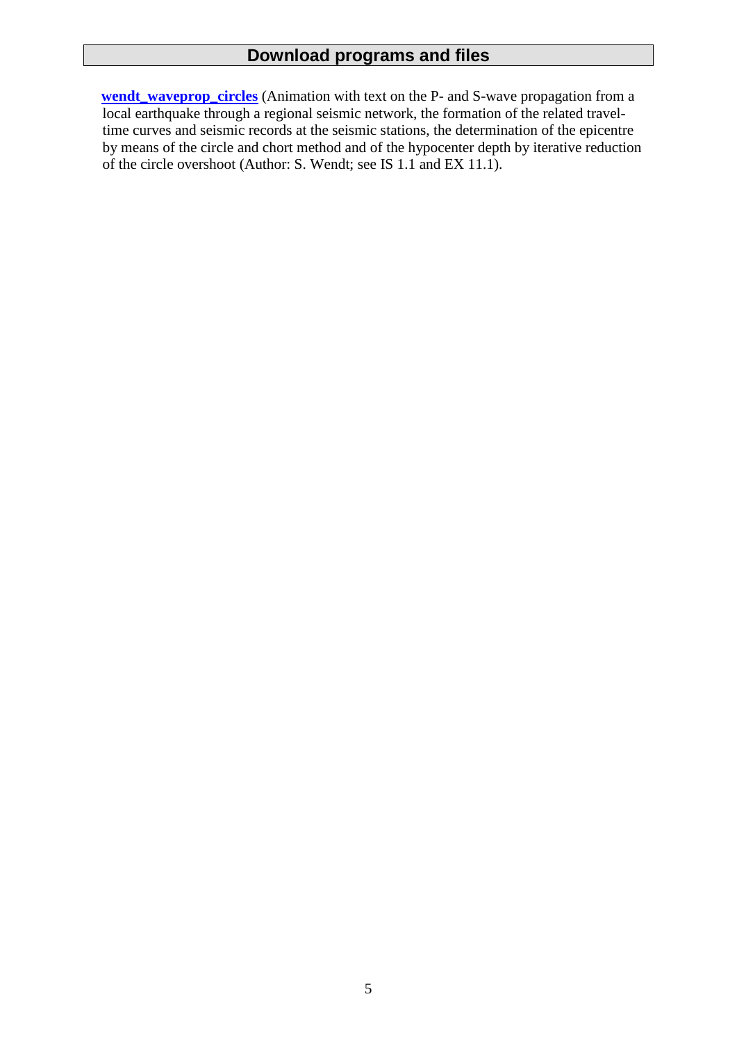## Download programs and files

**wendt_waveprop_circles** (Animation with text on the P- and S-wave propagation from a local earthquake through a regional seismic network, the formation of the related travel-time curves and seismic records at the seismic stations, the determination of the epicentre by means of the circle and chort method and of the hypocenter depth by iterative reduction of the circle overshoot (Author: S. Wendt; see IS 1.1 and EX 11.1).